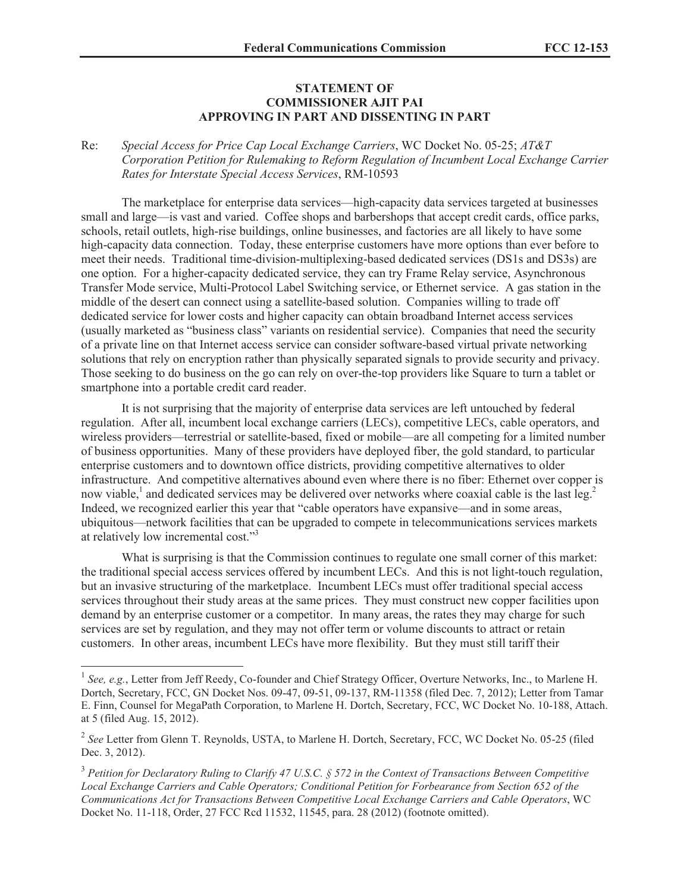**STATEMENT OF**
**COMMISSIONER AJIT PAI**
**APPROVING IN PART AND DISSENTING IN PART**

Re: *Special Access for Price Cap Local Exchange Carriers*, WC Docket No. 05-25; *AT&T Corporation Petition for Rulemaking to Reform Regulation of Incumbent Local Exchange Carrier Rates for Interstate Special Access Services*, RM-10593

The marketplace for enterprise data services—high-capacity data services targeted at businesses small and large—is vast and varied. Coffee shops and barbershops that accept credit cards, office parks, schools, retail outlets, high-rise buildings, online businesses, and factories are all likely to have some high-capacity data connection. Today, these enterprise customers have more options than ever before to meet their needs. Traditional time-division-multiplexing-based dedicated services (DS1s and DS3s) are one option. For a higher-capacity dedicated service, they can try Frame Relay service, Asynchronous Transfer Mode service, Multi-Protocol Label Switching service, or Ethernet service. A gas station in the middle of the desert can connect using a satellite-based solution. Companies willing to trade off dedicated service for lower costs and higher capacity can obtain broadband Internet access services (usually marketed as "business class" variants on residential service). Companies that need the security of a private line on that Internet access service can consider software-based virtual private networking solutions that rely on encryption rather than physically separated signals to provide security and privacy. Those seeking to do business on the go can rely on over-the-top providers like Square to turn a tablet or smartphone into a portable credit card reader.

It is not surprising that the majority of enterprise data services are left untouched by federal regulation. After all, incumbent local exchange carriers (LECs), competitive LECs, cable operators, and wireless providers—terrestrial or satellite-based, fixed or mobile—are all competing for a limited number of business opportunities. Many of these providers have deployed fiber, the gold standard, to particular enterprise customers and to downtown office districts, providing competitive alternatives to older infrastructure. And competitive alternatives abound even where there is no fiber: Ethernet over copper is now viable,[1] and dedicated services may be delivered over networks where coaxial cable is the last leg.[2] Indeed, we recognized earlier this year that "cable operators have expansive—and in some areas, ubiquitous—network facilities that can be upgraded to compete in telecommunications services markets at relatively low incremental cost."[3]

What is surprising is that the Commission continues to regulate one small corner of this market: the traditional special access services offered by incumbent LECs. And this is not light-touch regulation, but an invasive structuring of the marketplace. Incumbent LECs must offer traditional special access services throughout their study areas at the same prices. They must construct new copper facilities upon demand by an enterprise customer or a competitor. In many areas, the rates they may charge for such services are set by regulation, and they may not offer term or volume discounts to attract or retain customers. In other areas, incumbent LECs have more flexibility. But they must still tariff their

---

[1] *See, e.g.*, Letter from Jeff Reedy, Co-founder and Chief Strategy Officer, Overture Networks, Inc., to Marlene H. Dortch, Secretary, FCC, GN Docket Nos. 09-47, 09-51, 09-137, RM-11358 (filed Dec. 7, 2012); Letter from Tamar E. Finn, Counsel for MegaPath Corporation, to Marlene H. Dortch, Secretary, FCC, WC Docket No. 10-188, Attach. at 5 (filed Aug. 15, 2012).

[2] *See* Letter from Glenn T. Reynolds, USTA, to Marlene H. Dortch, Secretary, FCC, WC Docket No. 05-25 (filed Dec. 3, 2012).

[3] *Petition for Declaratory Ruling to Clarify 47 U.S.C. § 572 in the Context of Transactions Between Competitive Local Exchange Carriers and Cable Operators; Conditional Petition for Forbearance from Section 652 of the Communications Act for Transactions Between Competitive Local Exchange Carriers and Cable Operators*, WC Docket No. 11-118, Order, 27 FCC Rcd 11532, 11545, para. 28 (2012) (footnote omitted).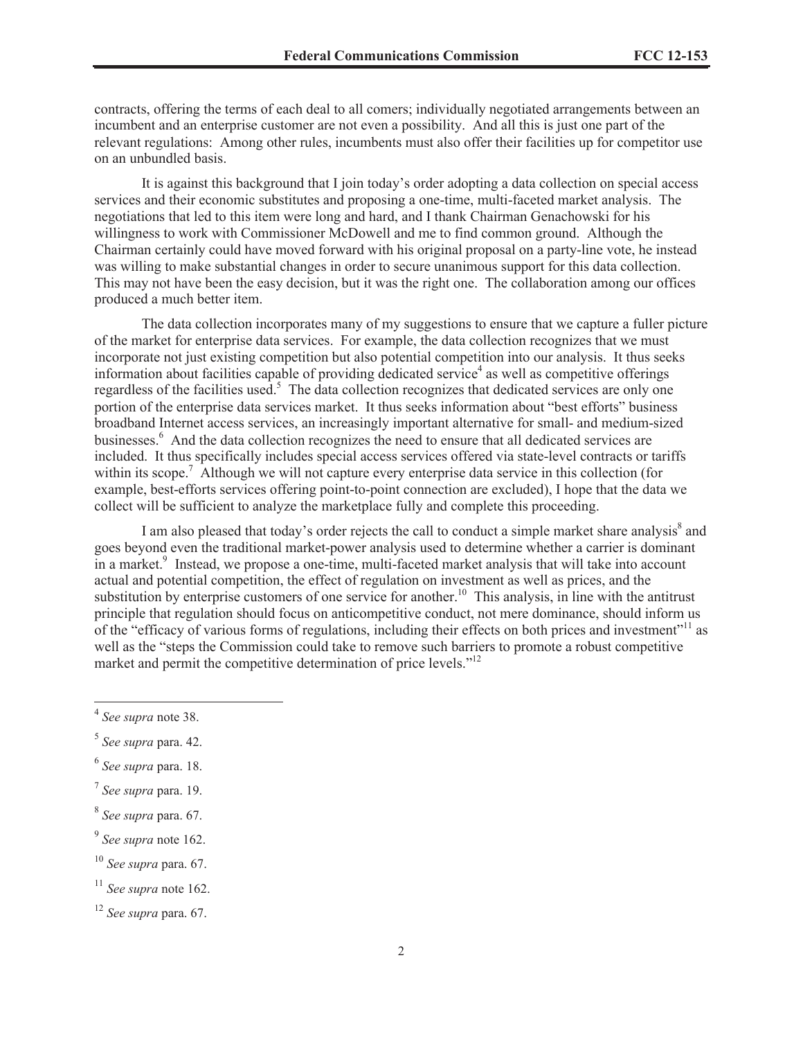contracts, offering the terms of each deal to all comers; individually negotiated arrangements between an incumbent and an enterprise customer are not even a possibility. And all this is just one part of the relevant regulations: Among other rules, incumbents must also offer their facilities up for competitor use on an unbundled basis.

It is against this background that I join today's order adopting a data collection on special access services and their economic substitutes and proposing a one-time, multi-faceted market analysis. The negotiations that led to this item were long and hard, and I thank Chairman Genachowski for his willingness to work with Commissioner McDowell and me to find common ground. Although the Chairman certainly could have moved forward with his original proposal on a party-line vote, he instead was willing to make substantial changes in order to secure unanimous support for this data collection. This may not have been the easy decision, but it was the right one. The collaboration among our offices produced a much better item.

The data collection incorporates many of my suggestions to ensure that we capture a fuller picture of the market for enterprise data services. For example, the data collection recognizes that we must incorporate not just existing competition but also potential competition into our analysis. It thus seeks information about facilities capable of providing dedicated service[4] as well as competitive offerings regardless of the facilities used.[5] The data collection recognizes that dedicated services are only one portion of the enterprise data services market. It thus seeks information about "best efforts" business broadband Internet access services, an increasingly important alternative for small- and medium-sized businesses.[6] And the data collection recognizes the need to ensure that all dedicated services are included. It thus specifically includes special access services offered via state-level contracts or tariffs within its scope.[7] Although we will not capture every enterprise data service in this collection (for example, best-efforts services offering point-to-point connection are excluded), I hope that the data we collect will be sufficient to analyze the marketplace fully and complete this proceeding.

I am also pleased that today's order rejects the call to conduct a simple market share analysis[8] and goes beyond even the traditional market-power analysis used to determine whether a carrier is dominant in a market.[9] Instead, we propose a one-time, multi-faceted market analysis that will take into account actual and potential competition, the effect of regulation on investment as well as prices, and the substitution by enterprise customers of one service for another.[10] This analysis, in line with the antitrust principle that regulation should focus on anticompetitive conduct, not mere dominance, should inform us of the "efficacy of various forms of regulations, including their effects on both prices and investment"[11] as well as the "steps the Commission could take to remove such barriers to promote a robust competitive market and permit the competitive determination of price levels."[12]

---

[4] *See supra* note 38.

[5] *See supra* para. 42.

[6] *See supra* para. 18.

[7] *See supra* para. 19.

[8] *See supra* para. 67.

[9] *See supra* note 162.

[10] *See supra* para. 67.

[11] *See supra* note 162.

[12] *See supra* para. 67.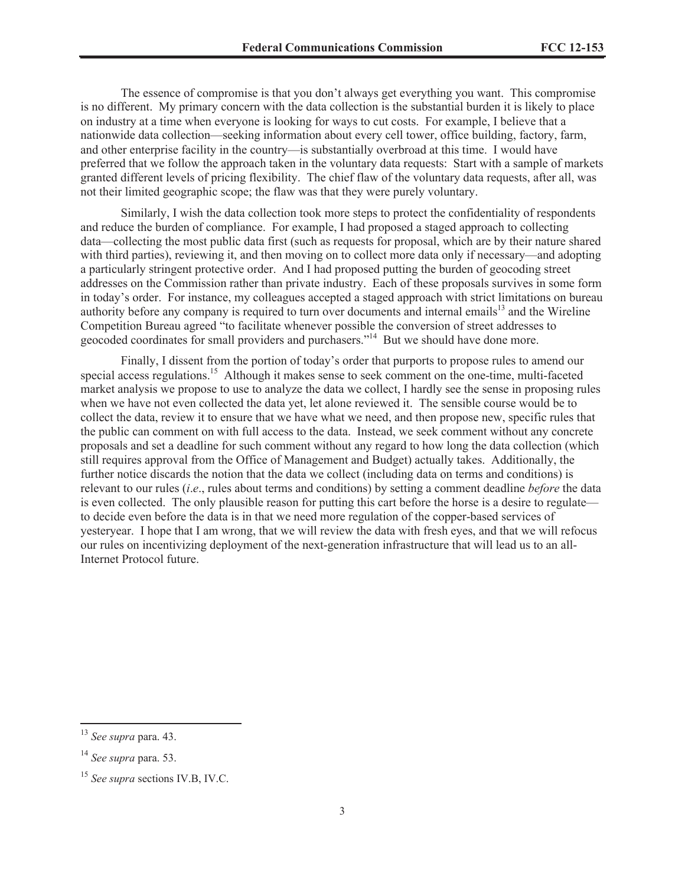The essence of compromise is that you don't always get everything you want. This compromise is no different. My primary concern with the data collection is the substantial burden it is likely to place on industry at a time when everyone is looking for ways to cut costs. For example, I believe that a nationwide data collection—seeking information about every cell tower, office building, factory, farm, and other enterprise facility in the country—is substantially overbroad at this time. I would have preferred that we follow the approach taken in the voluntary data requests: Start with a sample of markets granted different levels of pricing flexibility. The chief flaw of the voluntary data requests, after all, was not their limited geographic scope; the flaw was that they were purely voluntary.

Similarly, I wish the data collection took more steps to protect the confidentiality of respondents and reduce the burden of compliance. For example, I had proposed a staged approach to collecting data—collecting the most public data first (such as requests for proposal, which are by their nature shared with third parties), reviewing it, and then moving on to collect more data only if necessary—and adopting a particularly stringent protective order. And I had proposed putting the burden of geocoding street addresses on the Commission rather than private industry. Each of these proposals survives in some form in today's order. For instance, my colleagues accepted a staged approach with strict limitations on bureau authority before any company is required to turn over documents and internal emails[13] and the Wireline Competition Bureau agreed "to facilitate whenever possible the conversion of street addresses to geocoded coordinates for small providers and purchasers."[14] But we should have done more.

Finally, I dissent from the portion of today's order that purports to propose rules to amend our special access regulations.[15] Although it makes sense to seek comment on the one-time, multi-faceted market analysis we propose to use to analyze the data we collect, I hardly see the sense in proposing rules when we have not even collected the data yet, let alone reviewed it. The sensible course would be to collect the data, review it to ensure that we have what we need, and then propose new, specific rules that the public can comment on with full access to the data. Instead, we seek comment without any concrete proposals and set a deadline for such comment without any regard to how long the data collection (which still requires approval from the Office of Management and Budget) actually takes. Additionally, the further notice discards the notion that the data we collect (including data on terms and conditions) is relevant to our rules (*i.e.*, rules about terms and conditions) by setting a comment deadline *before* the data is even collected. The only plausible reason for putting this cart before the horse is a desire to regulate—to decide even before the data is in that we need more regulation of the copper-based services of yesteryear. I hope that I am wrong, that we will review the data with fresh eyes, and that we will refocus our rules on incentivizing deployment of the next-generation infrastructure that will lead us to an all-Internet Protocol future.

---

[13] *See supra* para. 43.

[14] *See supra* para. 53.

[15] *See supra* sections IV.B, IV.C.